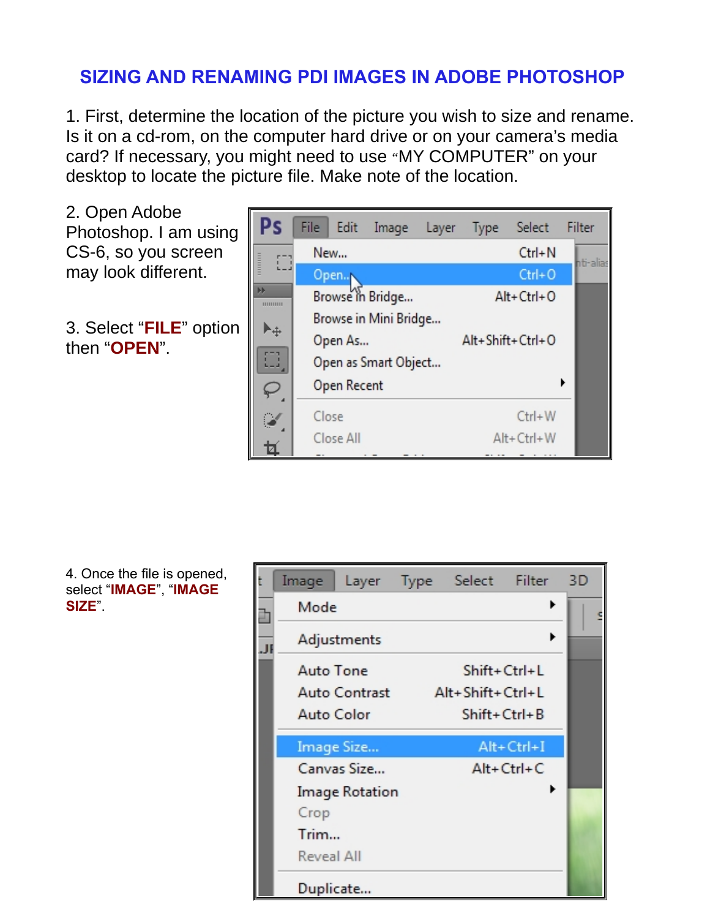# SIZING AND RENAMING PDI IMAGES IN ADOBE PHOTOSHOP

1. First, determine the location of the picture you wish to size and rename. Is it on a cd-rom, on the computer hard drive or on your camera's media card? If necessary, you might need to use "MY COMPUTER" on your desktop to locate the picture file. Make note of the location.

2. Open Adobe Photoshop. I am using CS-6, so you screen may look different.

3. Select "**FILE**" option then "**OPEN**".

4. Once the file is opened, select "**IMAGE**", "**IMAGE SIZE**".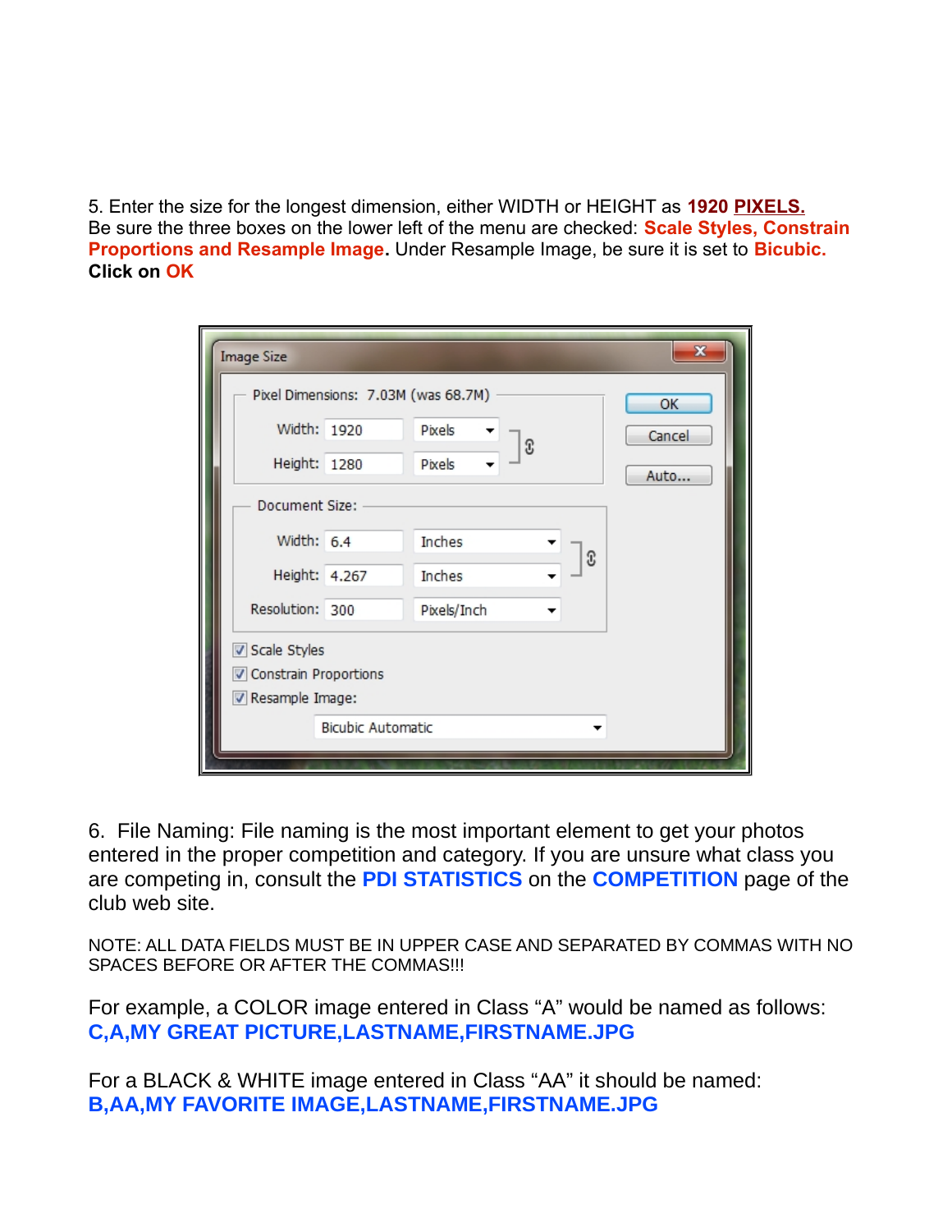5. Enter the size for the longest dimension, either WIDTH or HEIGHT as **1920 PIXELS.**
Be sure the three boxes on the lower left of the menu are checked: **Scale Styles, Constrain Proportions and Resample Image.** Under Resample Image, be sure it is set to **Bicubic.**
**Click on OK**

6. File Naming: File naming is the most important element to get your photos entered in the proper competition and category. If you are unsure what class you are competing in, consult the **PDI STATISTICS** on the **COMPETITION** page of the club web site.

NOTE: ALL DATA FIELDS MUST BE IN UPPER CASE AND SEPARATED BY COMMAS WITH NO SPACES BEFORE OR AFTER THE COMMAS!!!

For example, a COLOR image entered in Class “A” would be named as follows:
**C,A,MY GREAT PICTURE,LASTNAME,FIRSTNAME.JPG**

For a BLACK & WHITE image entered in Class “AA” it should be named:
**B,AA,MY FAVORITE IMAGE,LASTNAME,FIRSTNAME.JPG**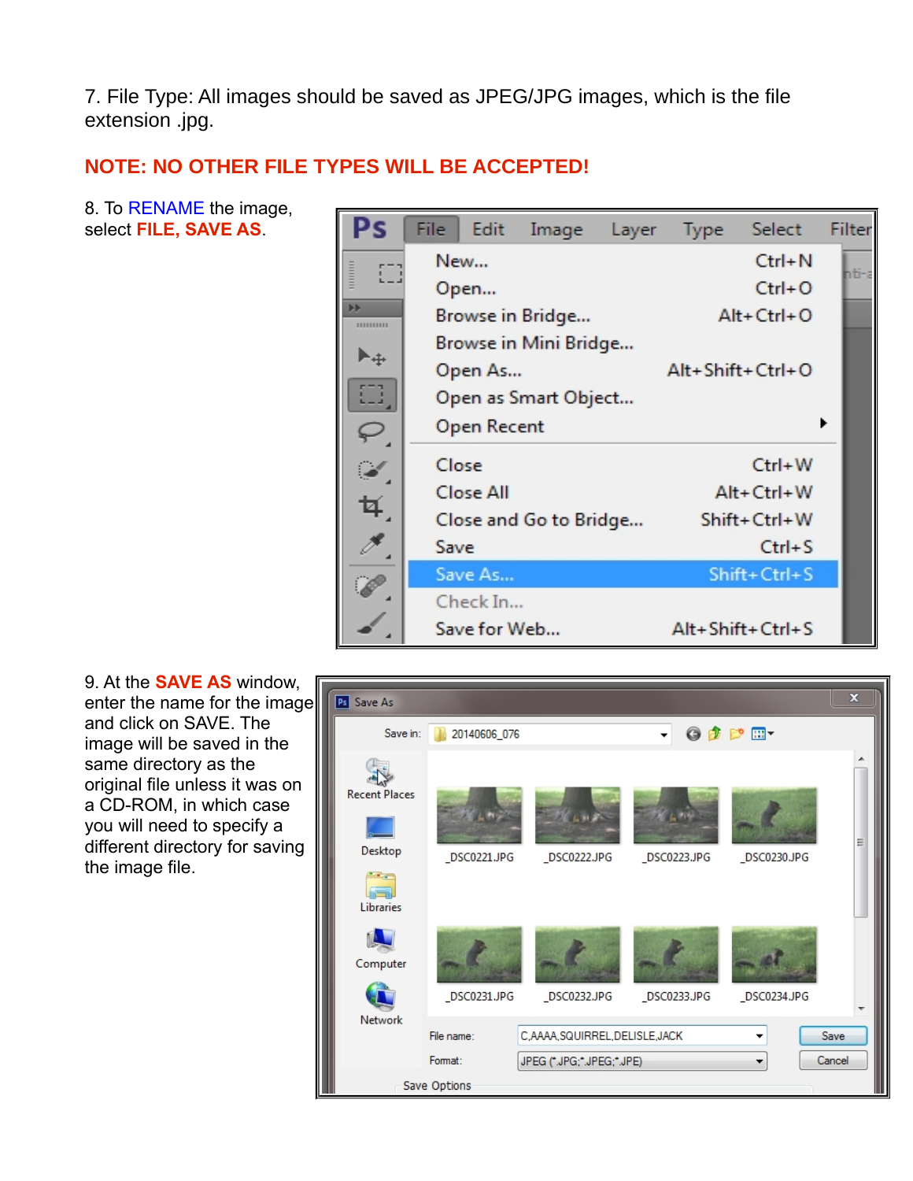7. File Type: All images should be saved as JPEG/JPG images, which is the file extension .jpg.

**NOTE: NO OTHER FILE TYPES WILL BE ACCEPTED!**

8. To RENAME the image, select **FILE, SAVE AS**.

9. At the **SAVE AS** window, enter the name for the image and click on SAVE. The image will be saved in the same directory as the original file unless it was on a CD-ROM, in which case you will need to specify a different directory for saving the image file.